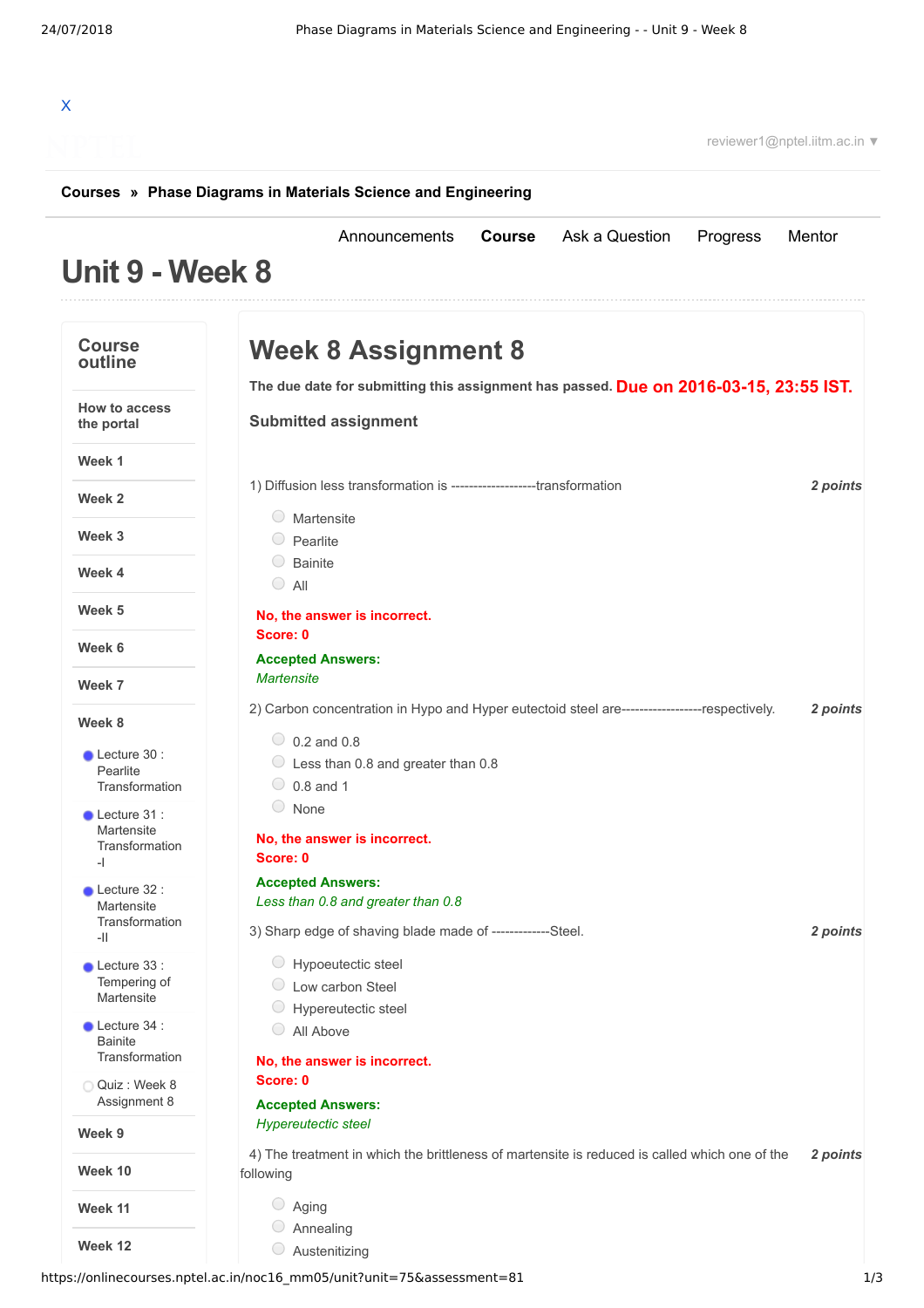X

reviewer1@nptel.iitm.ac.in ▼

**Courses** » **Phase Diagrams in Materials Science and Engineering**

Announcements **Course** Ask a Question Progress Mentor

# Unit 9 - Week 8

## Course outline

- How to access the portal
- Week 1
- Week 2
- Week 3
- Week 4
- Week 5
- Week 6
- Week 7
- Week 8
  - Lecture 30 : Pearlite Transformation
  - Lecture 31 : Martensite Transformation -I
  - Lecture 32 : Martensite Transformation -II
  - Lecture 33 : Tempering of Martensite
  - Lecture 34 : Bainite Transformation
  - Quiz : Week 8 Assignment 8
- Week 9
- Week 10
- Week 11
- Week 12

## Week 8 Assignment 8

**The due date for submitting this assignment has passed.** Due on 2016-03-15, 23:55 IST.

**Submitted assignment**

1) Diffusion less transformation is -------------------transformation *2 points*

- Martensite
- Pearlite
- Bainite
- All

**No, the answer is incorrect.**
**Score: 0**

**Accepted Answers:**
*Martensite*

2) Carbon concentration in Hypo and Hyper eutectoid steel are------------------respectively. *2 points*

- 0.2 and 0.8
- Less than 0.8 and greater than 0.8
- 0.8 and 1
- None

**No, the answer is incorrect.**
**Score: 0**

**Accepted Answers:**
*Less than 0.8 and greater than 0.8*

3) Sharp edge of shaving blade made of -------------Steel. *2 points*

- Hypoeutectic steel
- Low carbon Steel
- Hypereutectic steel
- All Above

**No, the answer is incorrect.**
**Score: 0**

**Accepted Answers:**
*Hypereutectic steel*

4) The treatment in which the brittleness of martensite is reduced is called which one of the following *2 points*

- Aging
- Annealing
- Austenitizing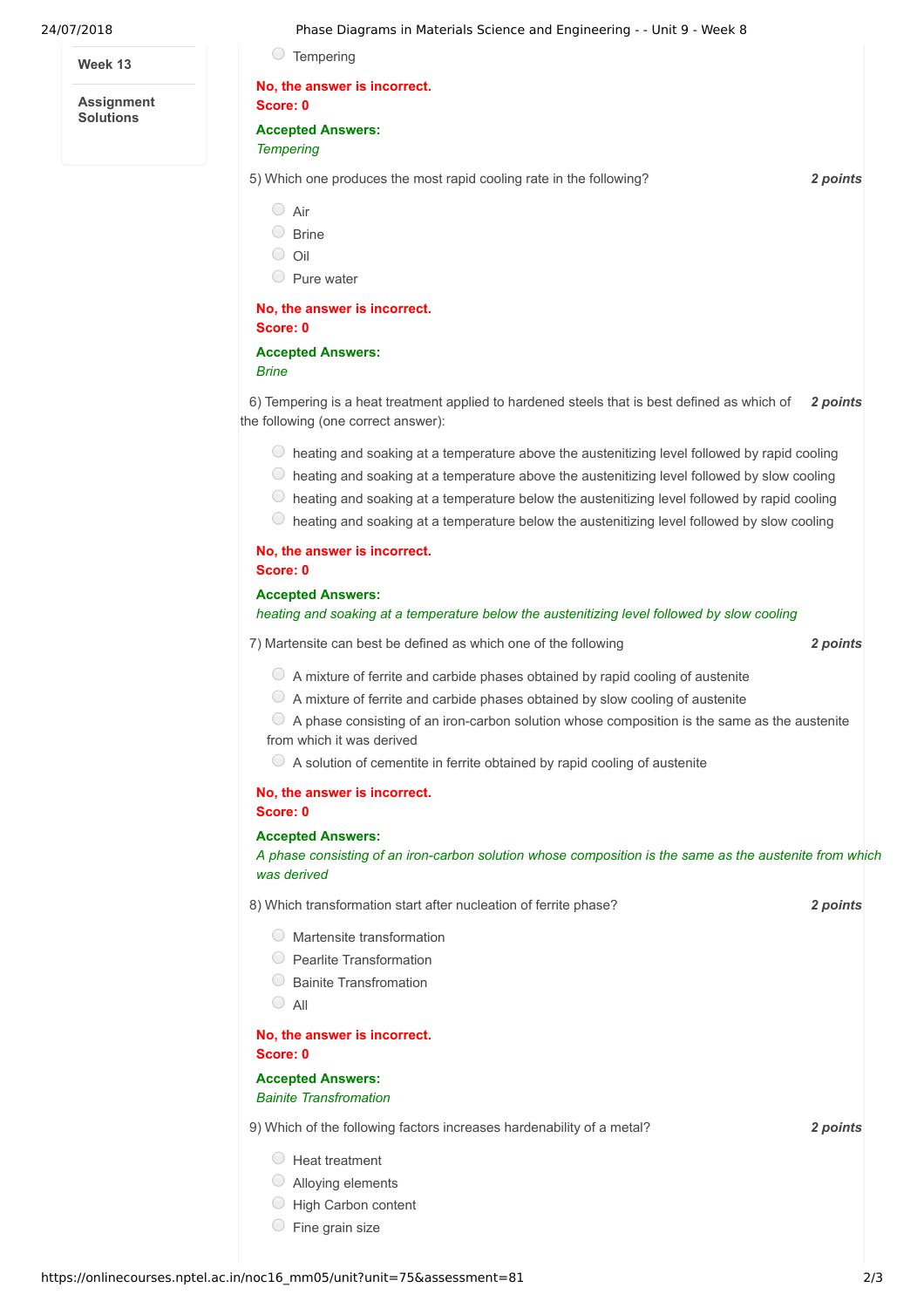**Week 13**

**Assignment Solutions**

- Tempering

**No, the answer is incorrect.**
**Score: 0**

**Accepted Answers:**
*Tempering*

5) Which one produces the most rapid cooling rate in the following? *2 points*

- Air
- Brine
- Oil
- Pure water

**No, the answer is incorrect.**
**Score: 0**

**Accepted Answers:**
*Brine*

6) Tempering is a heat treatment applied to hardened steels that is best defined as which of the following (one correct answer): *2 points*

- heating and soaking at a temperature above the austenitizing level followed by rapid cooling
- heating and soaking at a temperature above the austenitizing level followed by slow cooling
- heating and soaking at a temperature below the austenitizing level followed by rapid cooling
- heating and soaking at a temperature below the austenitizing level followed by slow cooling

**No, the answer is incorrect.**
**Score: 0**

**Accepted Answers:**
*heating and soaking at a temperature below the austenitizing level followed by slow cooling*

7) Martensite can best be defined as which one of the following *2 points*

- A mixture of ferrite and carbide phases obtained by rapid cooling of austenite
- A mixture of ferrite and carbide phases obtained by slow cooling of austenite
- A phase consisting of an iron-carbon solution whose composition is the same as the austenite from which it was derived
- A solution of cementite in ferrite obtained by rapid cooling of austenite

**No, the answer is incorrect.**
**Score: 0**

**Accepted Answers:**
*A phase consisting of an iron-carbon solution whose composition is the same as the austenite from which was derived*

8) Which transformation start after nucleation of ferrite phase? *2 points*

- Martensite transformation
- Pearlite Transformation
- Bainite Transfromation
- All

**No, the answer is incorrect.**
**Score: 0**

**Accepted Answers:**
*Bainite Transfromation*

9) Which of the following factors increases hardenability of a metal? *2 points*

- Heat treatment
- Alloying elements
- High Carbon content
- Fine grain size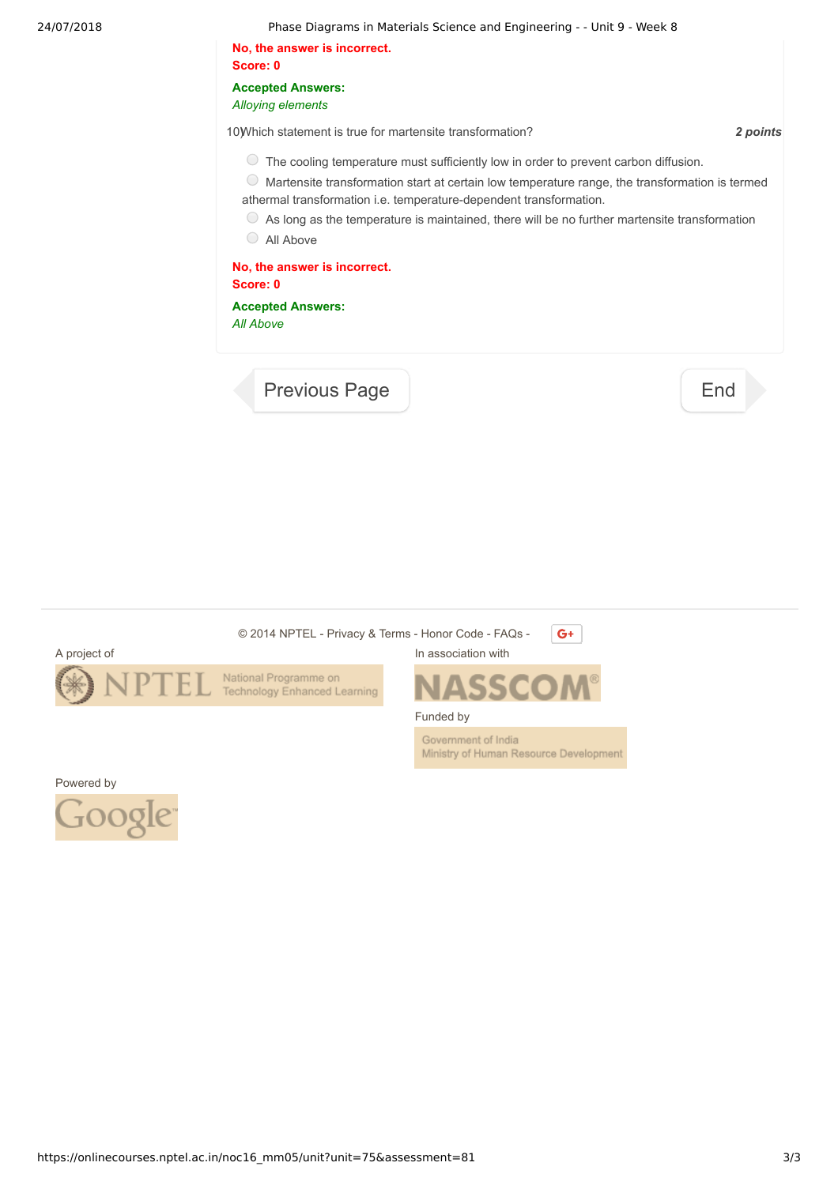**No, the answer is incorrect.**
**Score: 0**

**Accepted Answers:**
*Alloying elements*

10) Which statement is true for martensite transformation? ***2 points***

- The cooling temperature must sufficiently low in order to prevent carbon diffusion.
- Martensite transformation start at certain low temperature range, the transformation is termed athermal transformation i.e. temperature-dependent transformation.
- As long as the temperature is maintained, there will be no further martensite transformation
- All Above

**No, the answer is incorrect.**
**Score: 0**

**Accepted Answers:**
*All Above*

Previous Page

End

© 2014 NPTEL - Privacy & Terms - Honor Code - FAQs -

A project of

NPTEL National Programme on Technology Enhanced Learning

In association with

NASSCOM®

Funded by

Government of India Ministry of Human Resource Development

Powered by

Google